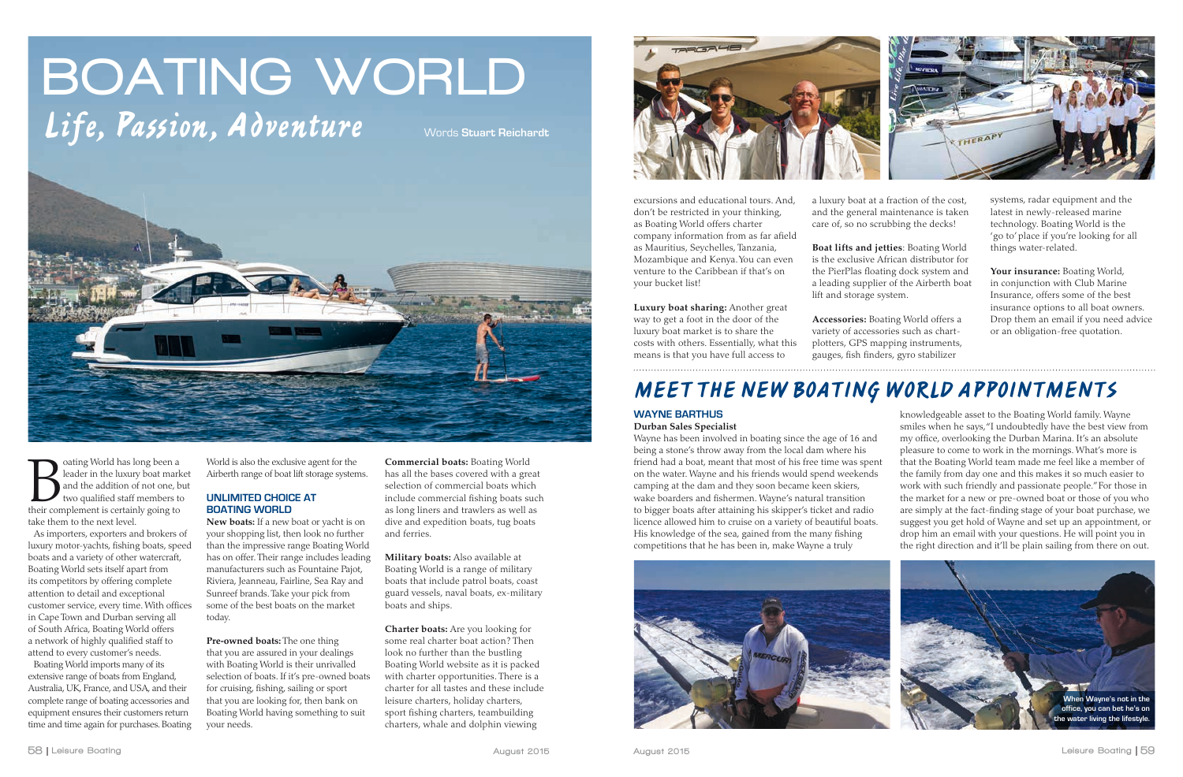# BOATING WORLD

## *Life, Passion, Adventure*

Words **Stuart Reichardt**

Boating World has long been a leader in the luxury boat market and the addition of not one, but two qualified staff members to their complement is certainly going to take them to the next level.

As importers, exporters and brokers of luxury motor-yachts, fishing boats, speed boats and a variety of other watercraft, Boating World sets itself apart from its competitors by offering complete attention to detail and exceptional customer service, every time. With offices in Cape Town and Durban serving all of South Africa, Boating World offers a network of highly qualified staff to attend to every customer's needs.

Boating World imports many of its extensive range of boats from England, Australia, UK, France, and USA, and their complete range of boating accessories and equipment ensures their customers return time and time again for purchases. Boating World is also the exclusive agent for the Airberth range of boat lift storage systems.

### UNLIMITED CHOICE AT BOATING WORLD

**New boats:** If a new boat or yacht is on your shopping list, then look no further than the impressive range Boating World has on offer. Their range includes leading manufacturers such as Fountaine Pajot, Riviera, Jeanneau, Fairline, Sea Ray and Sunreef brands. Take your pick from some of the best boats on the market today.

**Pre-owned boats:** The one thing that you are assured in your dealings with Boating World is their unrivalled selection of boats. If it's pre-owned boats for cruising, fishing, sailing or sport that you are looking for, then bank on Boating World having something to suit your needs.

**Commercial boats:** Boating World has all the bases covered with a great selection of commercial boats which include commercial fishing boats such as long liners and trawlers as well as dive and expedition boats, tug boats and ferries.

**Military boats:** Also available at Boating World is a range of military boats that include patrol boats, coast guard vessels, naval boats, ex-military boats and ships.

**Charter boats:** Are you looking for some real charter boat action? Then look no further than the bustling Boating World website as it is packed with charter opportunities. There is a charter for all tastes and these include leisure charters, holiday charters, sport fishing charters, teambuilding charters, whale and dolphin viewing excursions and educational tours. And, don't be restricted in your thinking, as Boating World offers charter company information from as far afield as Mauritius, Seychelles, Tanzania, Mozambique and Kenya. You can even venture to the Caribbean if that's on your bucket list!

**Luxury boat sharing:** Another great way to get a foot in the door of the luxury boat market is to share the costs with others. Essentially, what this means is that you have full access to a luxury boat at a fraction of the cost, and the general maintenance is taken care of, so no scrubbing the decks!

**Boat lifts and jetties**: Boating World is the exclusive African distributor for the PierPlas floating dock system and a leading supplier of the Airberth boat lift and storage system.

**Accessories:** Boating World offers a variety of accessories such as chart-plotters, GPS mapping instruments, gauges, fish finders, gyro stabilizer systems, radar equipment and the latest in newly-released marine technology. Boating World is the 'go to' place if you're looking for all things water-related.

**Your insurance:** Boating World, in conjunction with Club Marine Insurance, offers some of the best insurance options to all boat owners. Drop them an email if you need advice or an obligation-free quotation.

## MEET THE NEW BOATING WORLD APPOINTMENTS

### WAYNE BARTHUS

**Durban Sales Specialist**

Wayne has been involved in boating since the age of 16 and being a stone's throw away from the local dam where his friend had a boat, meant that most of his free time was spent on the water. Wayne and his friends would spend weekends camping at the dam and they soon became keen skiers, wake boarders and fishermen. Wayne's natural transition to bigger boats after attaining his skipper's ticket and radio licence allowed him to cruise on a variety of beautiful boats. His knowledge of the sea, gained from the many fishing competitions that he has been in, make Wayne a truly knowledgeable asset to the Boating World family. Wayne smiles when he says, "I undoubtedly have the best view from my office, overlooking the Durban Marina. It's an absolute pleasure to come to work in the mornings. What's more is that the Boating World team made me feel like a member of the family from day one and this makes it so much easier to work with such friendly and passionate people." For those in the market for a new or pre-owned boat or those of you who are simply at the fact-finding stage of your boat purchase, we suggest you get hold of Wayne and set up an appointment, or drop him an email with your questions. He will point you in the right direction and it'll be plain sailing from there on out.

When Wayne's not in the office, you can bet he's on the water living the lifestyle.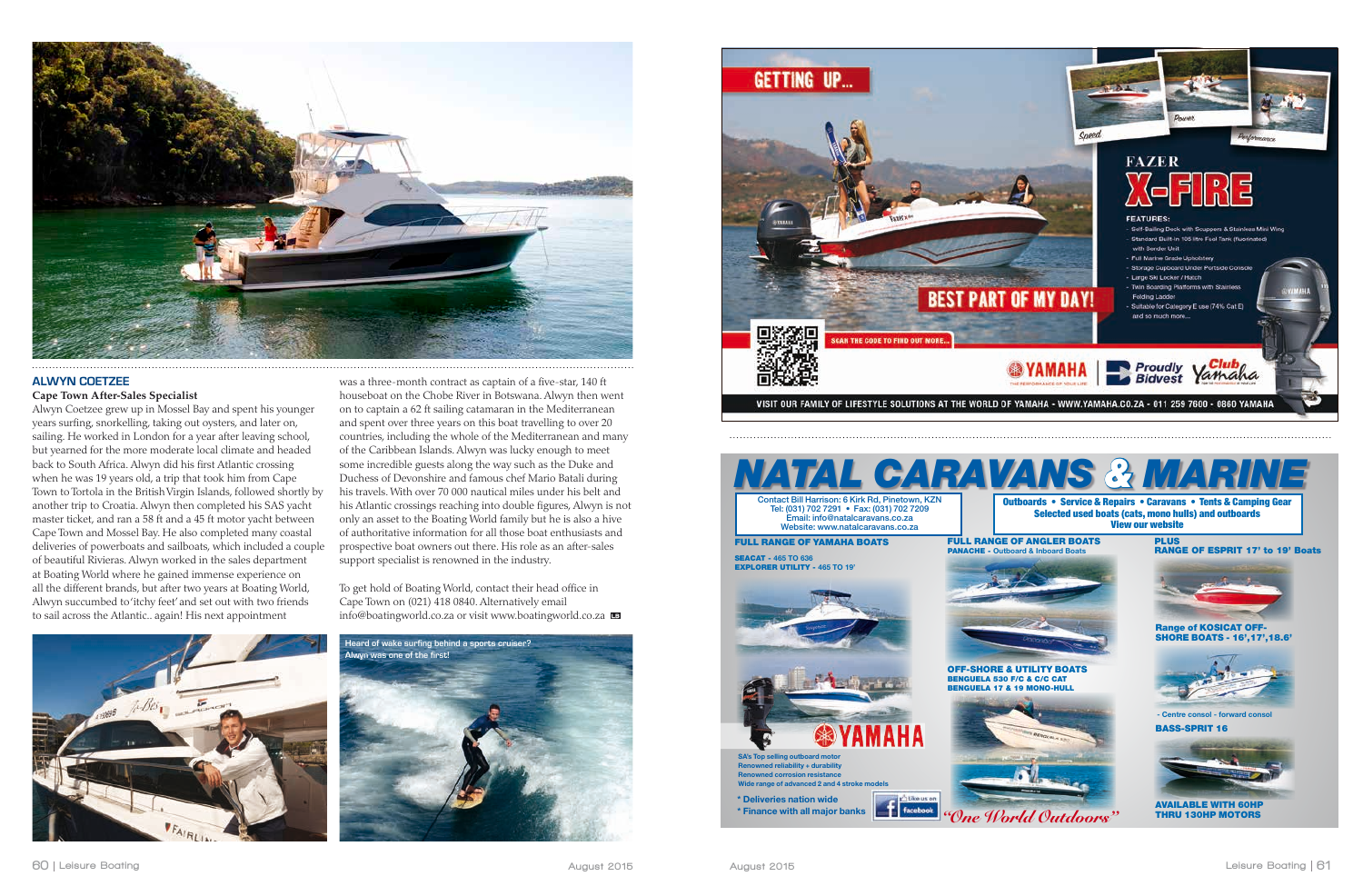## ALWYN COETZEE

**Cape Town After-Sales Specialist**

Alwyn Coetzee grew up in Mossel Bay and spent his younger years surfing, snorkelling, taking out oysters, and later on, sailing. He worked in London for a year after leaving school, but yearned for the more moderate local climate and headed back to South Africa. Alwyn did his first Atlantic crossing when he was 19 years old, a trip that took him from Cape Town to Tortola in the British Virgin Islands, followed shortly by another trip to Croatia. Alwyn then completed his SAS yacht master ticket, and ran a 58 ft and a 45 ft motor yacht between Cape Town and Mossel Bay. He also completed many coastal deliveries of powerboats and sailboats, which included a couple of beautiful Rivieras. Alwyn worked in the sales department at Boating World where he gained immense experience on all the different brands, but after two years at Boating World, Alwyn succumbed to 'itchy feet' and set out with two friends to sail across the Atlantic.. again! His next appointment was a three-month contract as captain of a five-star, 140 ft houseboat on the Chobe River in Botswana. Alwyn then went on to captain a 62 ft sailing catamaran in the Mediterranean and spent over three years on this boat travelling to over 20 countries, including the whole of the Mediterranean and many of the Caribbean Islands. Alwyn was lucky enough to meet some incredible guests along the way such as the Duke and Duchess of Devonshire and famous chef Mario Batali during his travels. With over 70 000 nautical miles under his belt and his Atlantic crossings reaching into double figures, Alwyn is not only an asset to the Boating World family but he is also a hive of authoritative information for all those boat enthusiasts and prospective boat owners out there. His role as an after-sales support specialist is renowned in the industry.

To get hold of Boating World, contact their head office in Cape Town on (021) 418 0840. Alternatively email info@boatingworld.co.za or visit www.boatingworld.co.za

Heard of wake surfing behind a sports cruiser? Alwyn was one of the first!